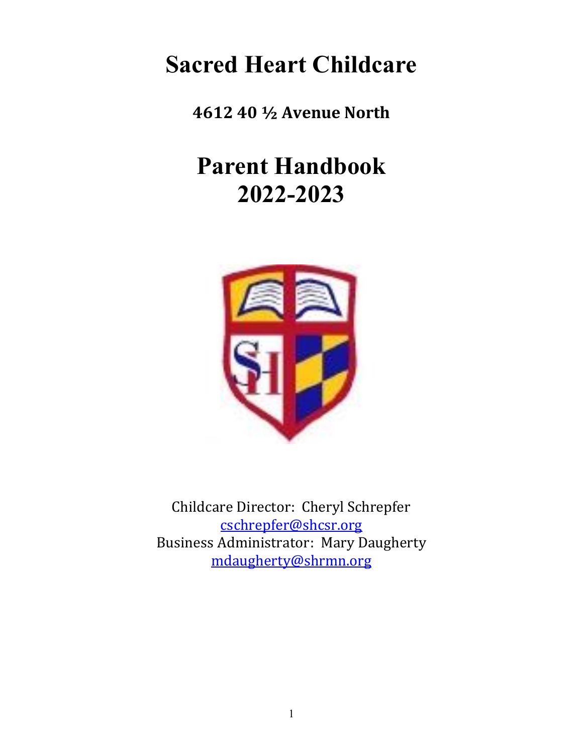# Sacred Heart Childcare

**4612 40 ½ Avenue North**

# Parent Handbook
# 2022-2023

Childcare Director: Cheryl Schrepfer
[cschrepfer@shcsr.org](mailto:cschrepfer@shcsr.org)
Business Administrator: Mary Daugherty
[mdaugherty@shrmn.org](mailto:mdaugherty@shrmn.org)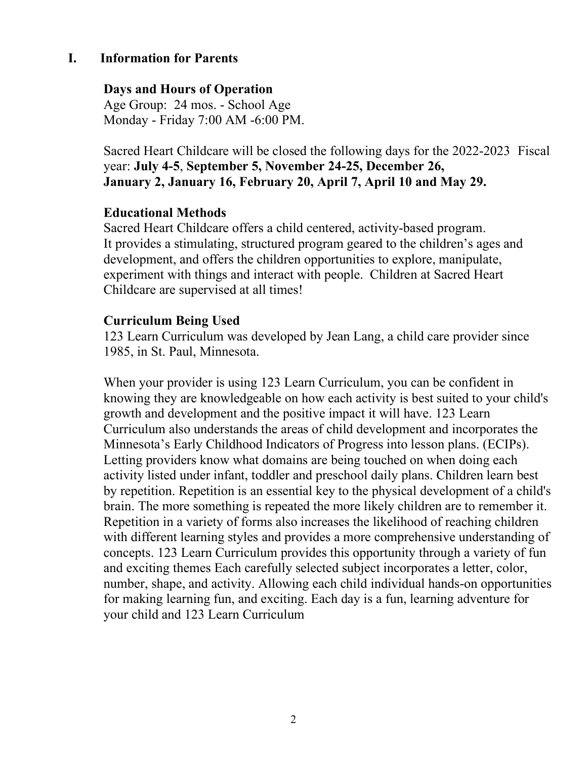# I. Information for Parents

## Days and Hours of Operation

Age Group: 24 mos. - School Age
Monday - Friday 7:00 AM -6:00 PM.

Sacred Heart Childcare will be closed the following days for the 2022-2023 Fiscal year: **July 4-5**, **September 5, November 24-25, December 26, January 2, January 16, February 20, April 7, April 10 and May 29.**

## Educational Methods

Sacred Heart Childcare offers a child centered, activity-based program. It provides a stimulating, structured program geared to the children's ages and development, and offers the children opportunities to explore, manipulate, experiment with things and interact with people. Children at Sacred Heart Childcare are supervised at all times!

## Curriculum Being Used

123 Learn Curriculum was developed by Jean Lang, a child care provider since 1985, in St. Paul, Minnesota.

When your provider is using 123 Learn Curriculum, you can be confident in knowing they are knowledgeable on how each activity is best suited to your child's growth and development and the positive impact it will have. 123 Learn Curriculum also understands the areas of child development and incorporates the Minnesota's Early Childhood Indicators of Progress into lesson plans. (ECIPs). Letting providers know what domains are being touched on when doing each activity listed under infant, toddler and preschool daily plans. Children learn best by repetition. Repetition is an essential key to the physical development of a child's brain. The more something is repeated the more likely children are to remember it. Repetition in a variety of forms also increases the likelihood of reaching children with different learning styles and provides a more comprehensive understanding of concepts. 123 Learn Curriculum provides this opportunity through a variety of fun and exciting themes Each carefully selected subject incorporates a letter, color, number, shape, and activity. Allowing each child individual hands-on opportunities for making learning fun, and exciting. Each day is a fun, learning adventure for your child and 123 Learn Curriculum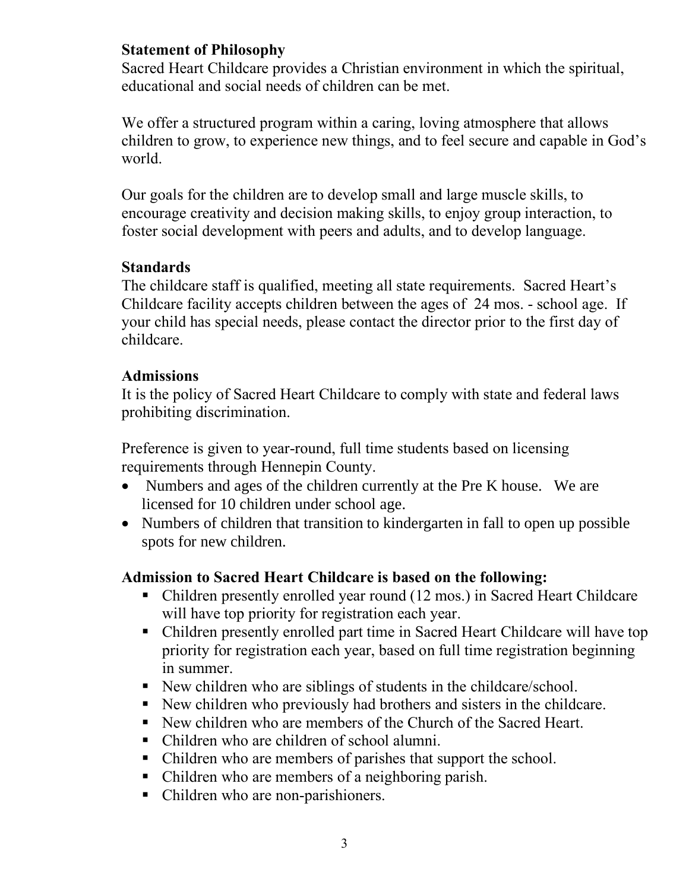## Statement of Philosophy

Sacred Heart Childcare provides a Christian environment in which the spiritual, educational and social needs of children can be met.

We offer a structured program within a caring, loving atmosphere that allows children to grow, to experience new things, and to feel secure and capable in God's world.

Our goals for the children are to develop small and large muscle skills, to encourage creativity and decision making skills, to enjoy group interaction, to foster social development with peers and adults, and to develop language.

## Standards

The childcare staff is qualified, meeting all state requirements. Sacred Heart's Childcare facility accepts children between the ages of 24 mos. - school age. If your child has special needs, please contact the director prior to the first day of childcare.

## Admissions

It is the policy of Sacred Heart Childcare to comply with state and federal laws prohibiting discrimination.

Preference is given to year-round, full time students based on licensing requirements through Hennepin County.

- Numbers and ages of the children currently at the Pre K house. We are licensed for 10 children under school age.
- Numbers of children that transition to kindergarten in fall to open up possible spots for new children.

### Admission to Sacred Heart Childcare is based on the following:

- Children presently enrolled year round (12 mos.) in Sacred Heart Childcare will have top priority for registration each year.
- Children presently enrolled part time in Sacred Heart Childcare will have top priority for registration each year, based on full time registration beginning in summer.
- New children who are siblings of students in the childcare/school.
- New children who previously had brothers and sisters in the childcare.
- New children who are members of the Church of the Sacred Heart.
- Children who are children of school alumni.
- Children who are members of parishes that support the school.
- Children who are members of a neighboring parish.
- Children who are non-parishioners.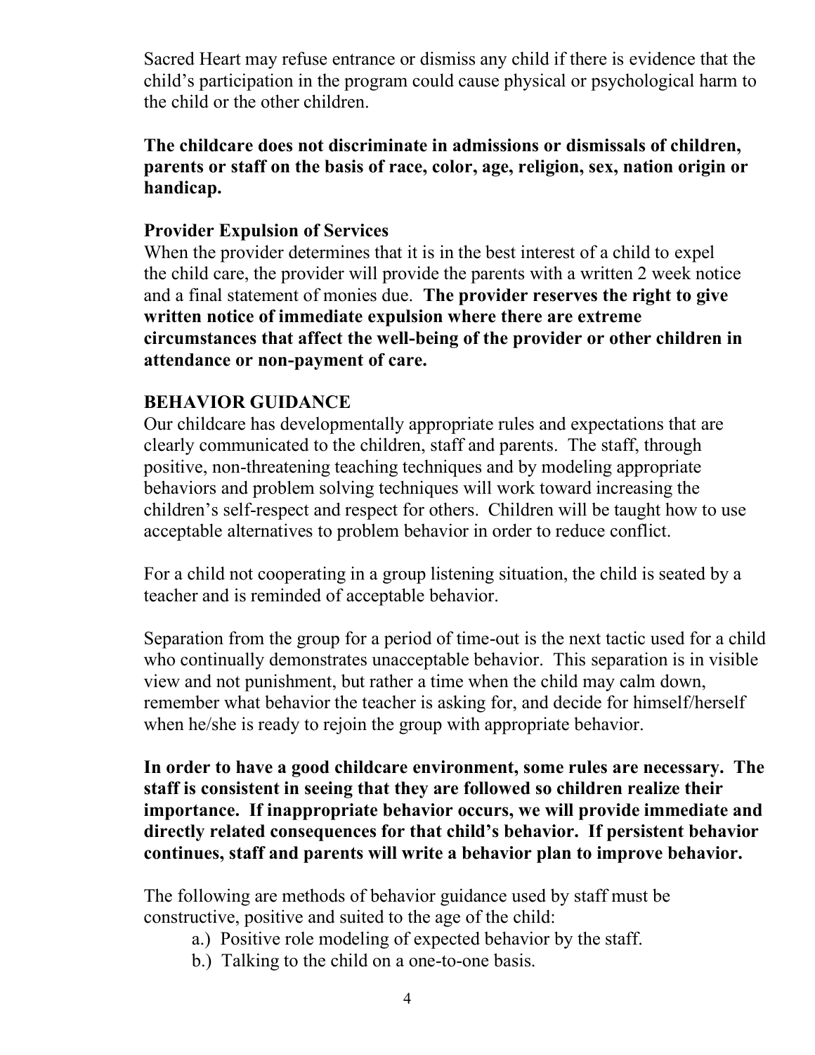Sacred Heart may refuse entrance or dismiss any child if there is evidence that the child's participation in the program could cause physical or psychological harm to the child or the other children.

**The childcare does not discriminate in admissions or dismissals of children, parents or staff on the basis of race, color, age, religion, sex, nation origin or handicap.**

**Provider Expulsion of Services**

When the provider determines that it is in the best interest of a child to expel the child care, the provider will provide the parents with a written 2 week notice and a final statement of monies due. **The provider reserves the right to give written notice of immediate expulsion where there are extreme circumstances that affect the well-being of the provider or other children in attendance or non-payment of care.**

**BEHAVIOR GUIDANCE**

Our childcare has developmentally appropriate rules and expectations that are clearly communicated to the children, staff and parents. The staff, through positive, non-threatening teaching techniques and by modeling appropriate behaviors and problem solving techniques will work toward increasing the children's self-respect and respect for others. Children will be taught how to use acceptable alternatives to problem behavior in order to reduce conflict.

For a child not cooperating in a group listening situation, the child is seated by a teacher and is reminded of acceptable behavior.

Separation from the group for a period of time-out is the next tactic used for a child who continually demonstrates unacceptable behavior. This separation is in visible view and not punishment, but rather a time when the child may calm down, remember what behavior the teacher is asking for, and decide for himself/herself when he/she is ready to rejoin the group with appropriate behavior.

**In order to have a good childcare environment, some rules are necessary. The staff is consistent in seeing that they are followed so children realize their importance. If inappropriate behavior occurs, we will provide immediate and directly related consequences for that child's behavior. If persistent behavior continues, staff and parents will write a behavior plan to improve behavior.**

The following are methods of behavior guidance used by staff must be constructive, positive and suited to the age of the child:

a.) Positive role modeling of expected behavior by the staff.
b.) Talking to the child on a one-to-one basis.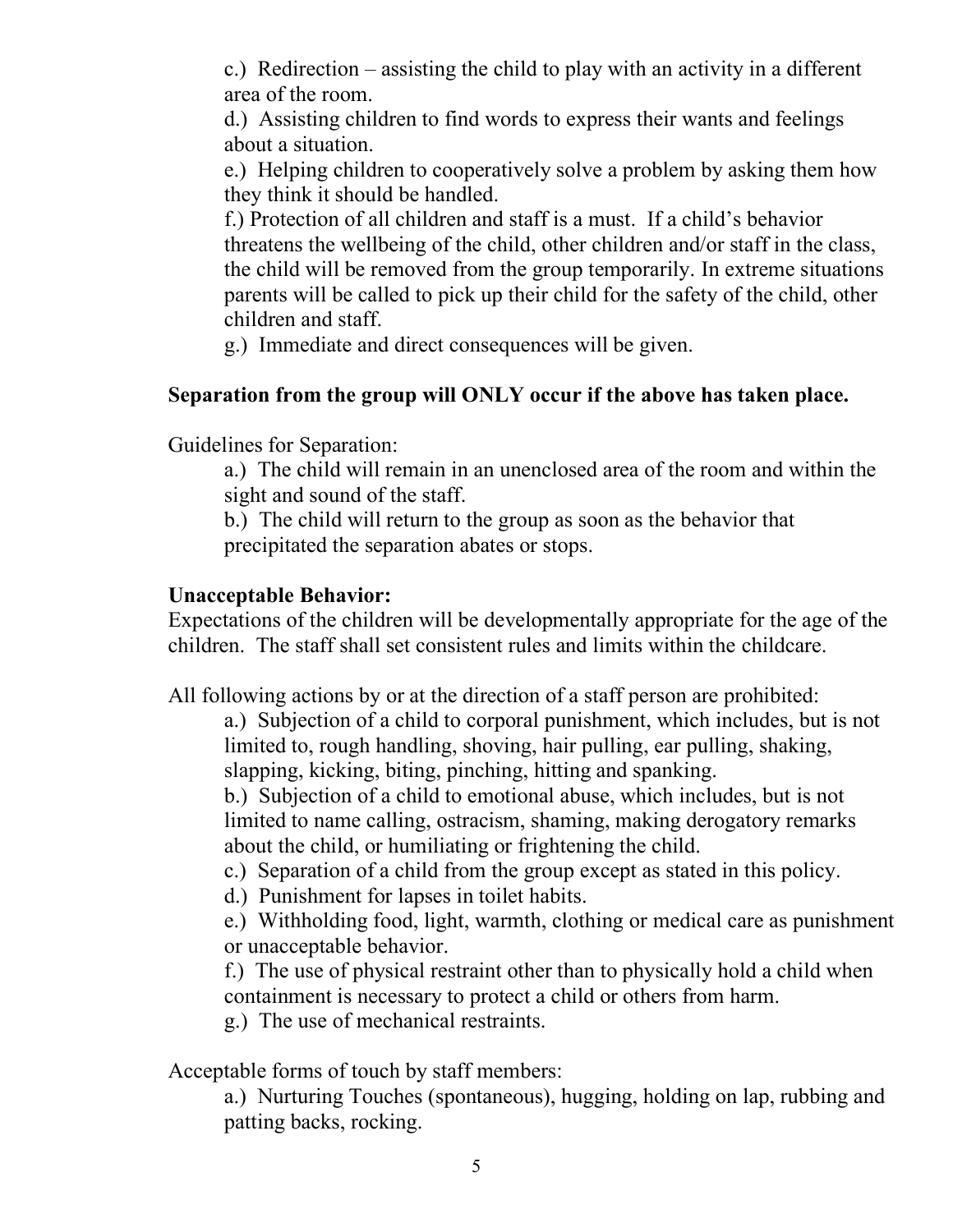c.) Redirection – assisting the child to play with an activity in a different area of the room.

d.) Assisting children to find words to express their wants and feelings about a situation.

e.) Helping children to cooperatively solve a problem by asking them how they think it should be handled.

f.) Protection of all children and staff is a must. If a child's behavior threatens the wellbeing of the child, other children and/or staff in the class, the child will be removed from the group temporarily. In extreme situations parents will be called to pick up their child for the safety of the child, other children and staff.

g.) Immediate and direct consequences will be given.

**Separation from the group will ONLY occur if the above has taken place.**

Guidelines for Separation:

a.) The child will remain in an unenclosed area of the room and within the sight and sound of the staff.

b.) The child will return to the group as soon as the behavior that precipitated the separation abates or stops.

**Unacceptable Behavior:**

Expectations of the children will be developmentally appropriate for the age of the children. The staff shall set consistent rules and limits within the childcare.

All following actions by or at the direction of a staff person are prohibited:

a.) Subjection of a child to corporal punishment, which includes, but is not limited to, rough handling, shoving, hair pulling, ear pulling, shaking, slapping, kicking, biting, pinching, hitting and spanking.

b.) Subjection of a child to emotional abuse, which includes, but is not limited to name calling, ostracism, shaming, making derogatory remarks about the child, or humiliating or frightening the child.

c.) Separation of a child from the group except as stated in this policy.

d.) Punishment for lapses in toilet habits.

e.) Withholding food, light, warmth, clothing or medical care as punishment or unacceptable behavior.

f.) The use of physical restraint other than to physically hold a child when containment is necessary to protect a child or others from harm.

g.) The use of mechanical restraints.

Acceptable forms of touch by staff members:

a.) Nurturing Touches (spontaneous), hugging, holding on lap, rubbing and patting backs, rocking.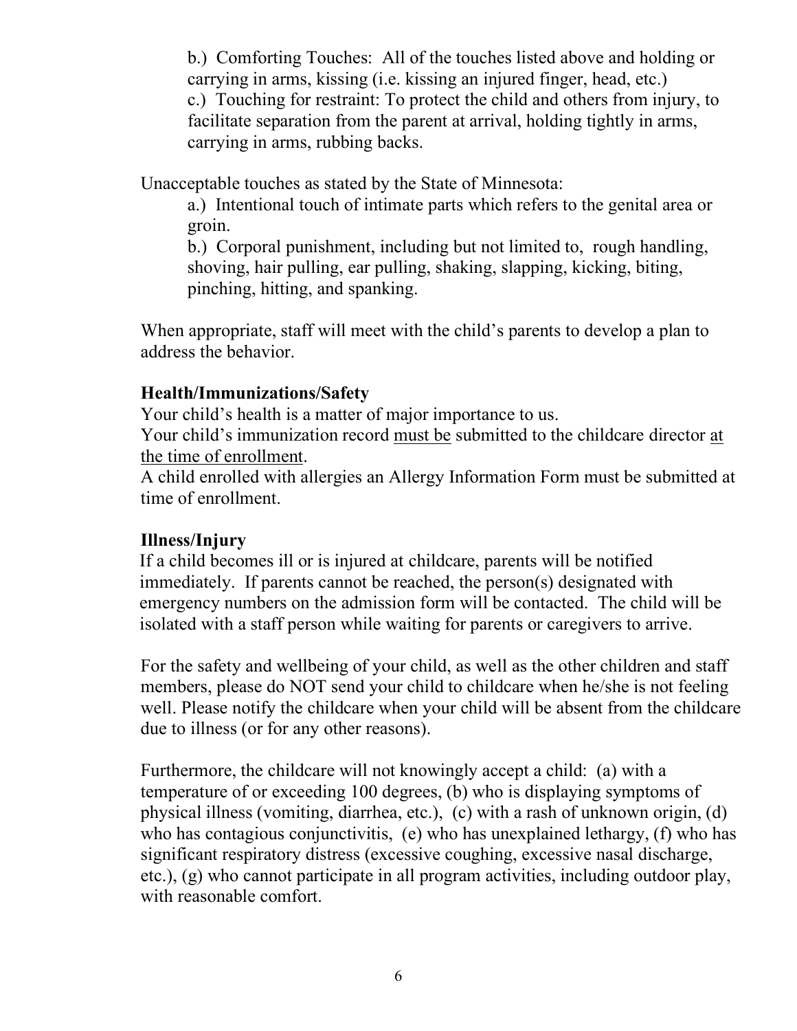b.) Comforting Touches: All of the touches listed above and holding or carrying in arms, kissing (i.e. kissing an injured finger, head, etc.)
c.) Touching for restraint: To protect the child and others from injury, to facilitate separation from the parent at arrival, holding tightly in arms, carrying in arms, rubbing backs.

Unacceptable touches as stated by the State of Minnesota:

a.) Intentional touch of intimate parts which refers to the genital area or groin.
b.) Corporal punishment, including but not limited to, rough handling, shoving, hair pulling, ear pulling, shaking, slapping, kicking, biting, pinching, hitting, and spanking.

When appropriate, staff will meet with the child's parents to develop a plan to address the behavior.

**Health/Immunizations/Safety**

Your child's health is a matter of major importance to us.
Your child's immunization record must be submitted to the childcare director at the time of enrollment.
A child enrolled with allergies an Allergy Information Form must be submitted at time of enrollment.

**Illness/Injury**

If a child becomes ill or is injured at childcare, parents will be notified immediately. If parents cannot be reached, the person(s) designated with emergency numbers on the admission form will be contacted. The child will be isolated with a staff person while waiting for parents or caregivers to arrive.

For the safety and wellbeing of your child, as well as the other children and staff members, please do NOT send your child to childcare when he/she is not feeling well. Please notify the childcare when your child will be absent from the childcare due to illness (or for any other reasons).

Furthermore, the childcare will not knowingly accept a child: (a) with a temperature of or exceeding 100 degrees, (b) who is displaying symptoms of physical illness (vomiting, diarrhea, etc.), (c) with a rash of unknown origin, (d) who has contagious conjunctivitis, (e) who has unexplained lethargy, (f) who has significant respiratory distress (excessive coughing, excessive nasal discharge, etc.), (g) who cannot participate in all program activities, including outdoor play, with reasonable comfort.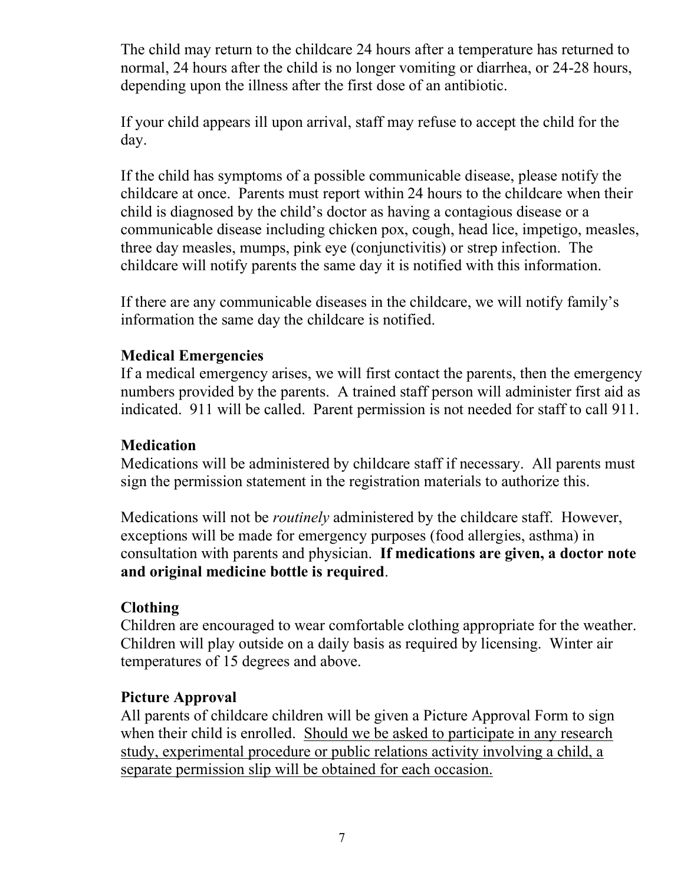The child may return to the childcare 24 hours after a temperature has returned to normal, 24 hours after the child is no longer vomiting or diarrhea, or 24-28 hours, depending upon the illness after the first dose of an antibiotic.

If your child appears ill upon arrival, staff may refuse to accept the child for the day.

If the child has symptoms of a possible communicable disease, please notify the childcare at once. Parents must report within 24 hours to the childcare when their child is diagnosed by the child's doctor as having a contagious disease or a communicable disease including chicken pox, cough, head lice, impetigo, measles, three day measles, mumps, pink eye (conjunctivitis) or strep infection. The childcare will notify parents the same day it is notified with this information.

If there are any communicable diseases in the childcare, we will notify family's information the same day the childcare is notified.

**Medical Emergencies**
If a medical emergency arises, we will first contact the parents, then the emergency numbers provided by the parents. A trained staff person will administer first aid as indicated. 911 will be called. Parent permission is not needed for staff to call 911.

**Medication**
Medications will be administered by childcare staff if necessary. All parents must sign the permission statement in the registration materials to authorize this.

Medications will not be *routinely* administered by the childcare staff. However, exceptions will be made for emergency purposes (food allergies, asthma) in consultation with parents and physician. **If medications are given, a doctor note and original medicine bottle is required**.

**Clothing**
Children are encouraged to wear comfortable clothing appropriate for the weather. Children will play outside on a daily basis as required by licensing. Winter air temperatures of 15 degrees and above.

**Picture Approval**
All parents of childcare children will be given a Picture Approval Form to sign when their child is enrolled. <u>Should we be asked to participate in any research study, experimental procedure or public relations activity involving a child, a separate permission slip will be obtained for each occasion.</u>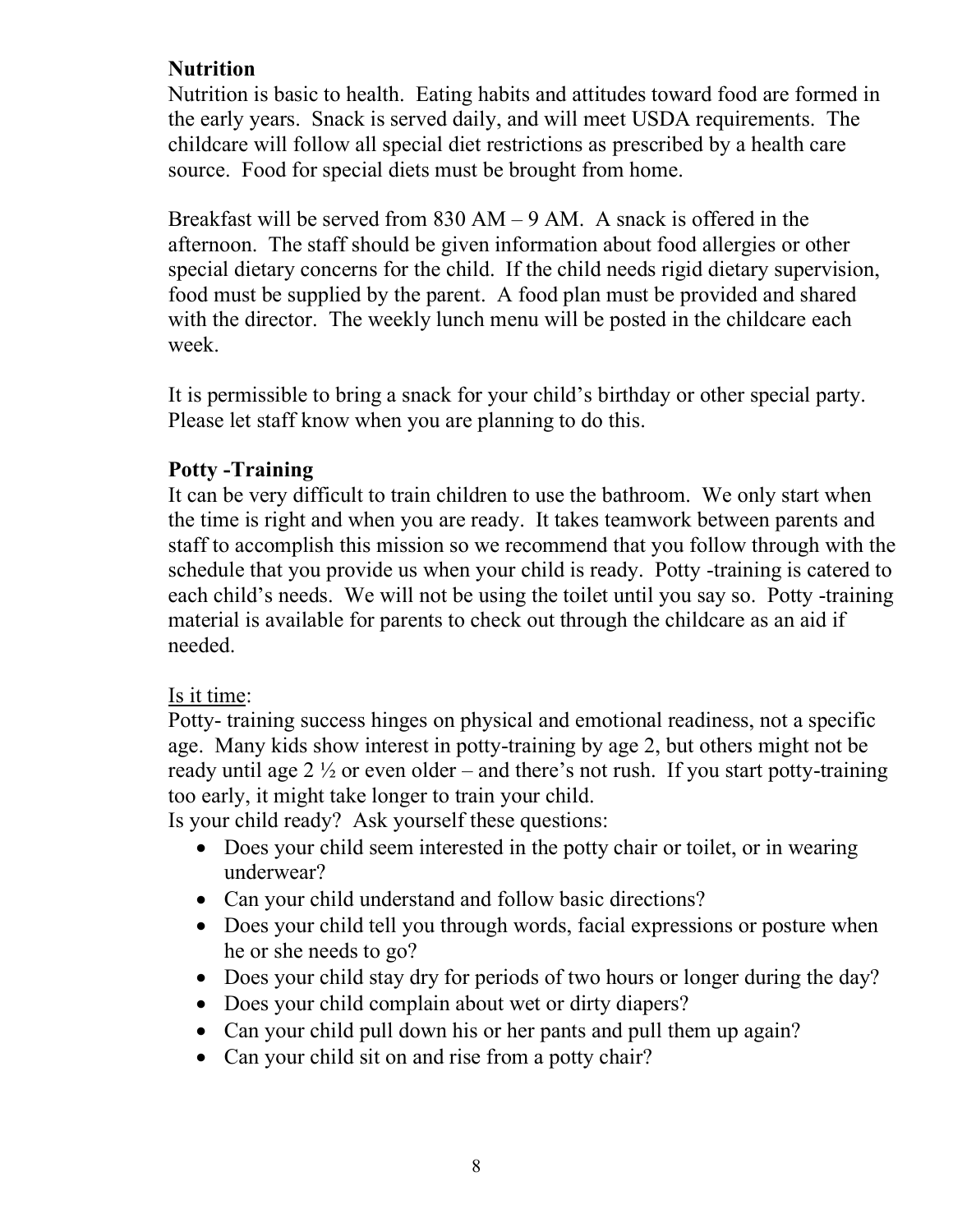**Nutrition**

Nutrition is basic to health. Eating habits and attitudes toward food are formed in the early years. Snack is served daily, and will meet USDA requirements. The childcare will follow all special diet restrictions as prescribed by a health care source. Food for special diets must be brought from home.

Breakfast will be served from 830 AM – 9 AM. A snack is offered in the afternoon. The staff should be given information about food allergies or other special dietary concerns for the child. If the child needs rigid dietary supervision, food must be supplied by the parent. A food plan must be provided and shared with the director. The weekly lunch menu will be posted in the childcare each week.

It is permissible to bring a snack for your child's birthday or other special party. Please let staff know when you are planning to do this.

**Potty -Training**

It can be very difficult to train children to use the bathroom. We only start when the time is right and when you are ready. It takes teamwork between parents and staff to accomplish this mission so we recommend that you follow through with the schedule that you provide us when your child is ready. Potty -training is catered to each child's needs. We will not be using the toilet until you say so. Potty -training material is available for parents to check out through the childcare as an aid if needed.

<u>Is it time</u>:

Potty- training success hinges on physical and emotional readiness, not a specific age. Many kids show interest in potty-training by age 2, but others might not be ready until age 2 ½ or even older – and there's not rush. If you start potty-training too early, it might take longer to train your child.

Is your child ready? Ask yourself these questions:

- Does your child seem interested in the potty chair or toilet, or in wearing underwear?
- Can your child understand and follow basic directions?
- Does your child tell you through words, facial expressions or posture when he or she needs to go?
- Does your child stay dry for periods of two hours or longer during the day?
- Does your child complain about wet or dirty diapers?
- Can your child pull down his or her pants and pull them up again?
- Can your child sit on and rise from a potty chair?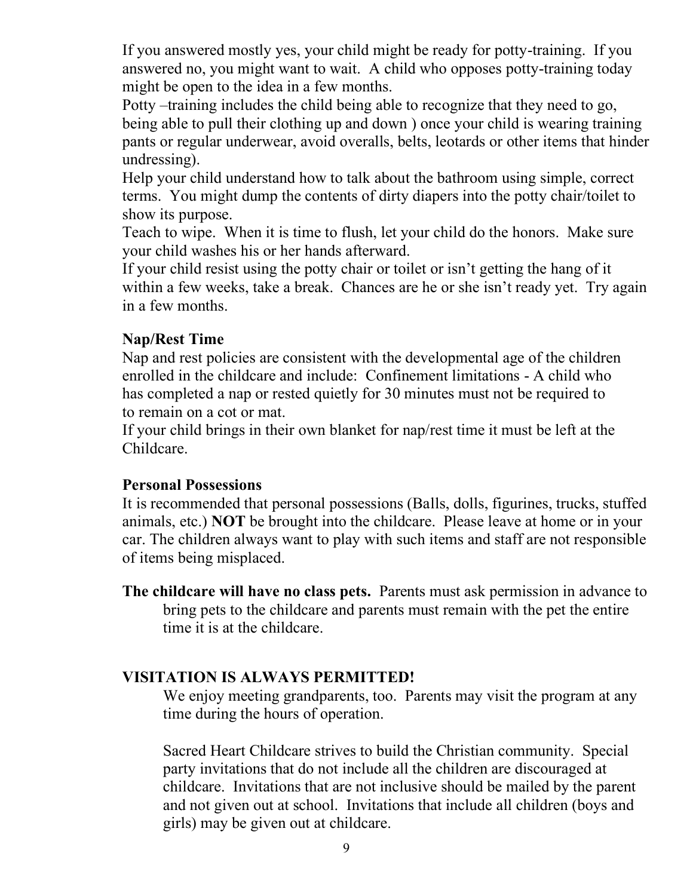If you answered mostly yes, your child might be ready for potty-training. If you answered no, you might want to wait. A child who opposes potty-training today might be open to the idea in a few months.

Potty –training includes the child being able to recognize that they need to go, being able to pull their clothing up and down ) once your child is wearing training pants or regular underwear, avoid overalls, belts, leotards or other items that hinder undressing).

Help your child understand how to talk about the bathroom using simple, correct terms. You might dump the contents of dirty diapers into the potty chair/toilet to show its purpose.

Teach to wipe. When it is time to flush, let your child do the honors. Make sure your child washes his or her hands afterward.

If your child resist using the potty chair or toilet or isn't getting the hang of it within a few weeks, take a break. Chances are he or she isn't ready yet. Try again in a few months.

**Nap/Rest Time**

Nap and rest policies are consistent with the developmental age of the children enrolled in the childcare and include: Confinement limitations - A child who has completed a nap or rested quietly for 30 minutes must not be required to to remain on a cot or mat.

If your child brings in their own blanket for nap/rest time it must be left at the Childcare.

**Personal Possessions**

It is recommended that personal possessions (Balls, dolls, figurines, trucks, stuffed animals, etc.) **NOT** be brought into the childcare. Please leave at home or in your car. The children always want to play with such items and staff are not responsible of items being misplaced.

**The childcare will have no class pets.** Parents must ask permission in advance to bring pets to the childcare and parents must remain with the pet the entire time it is at the childcare.

**VISITATION IS ALWAYS PERMITTED!**

We enjoy meeting grandparents, too. Parents may visit the program at any time during the hours of operation.

Sacred Heart Childcare strives to build the Christian community. Special party invitations that do not include all the children are discouraged at childcare. Invitations that are not inclusive should be mailed by the parent and not given out at school. Invitations that include all children (boys and girls) may be given out at childcare.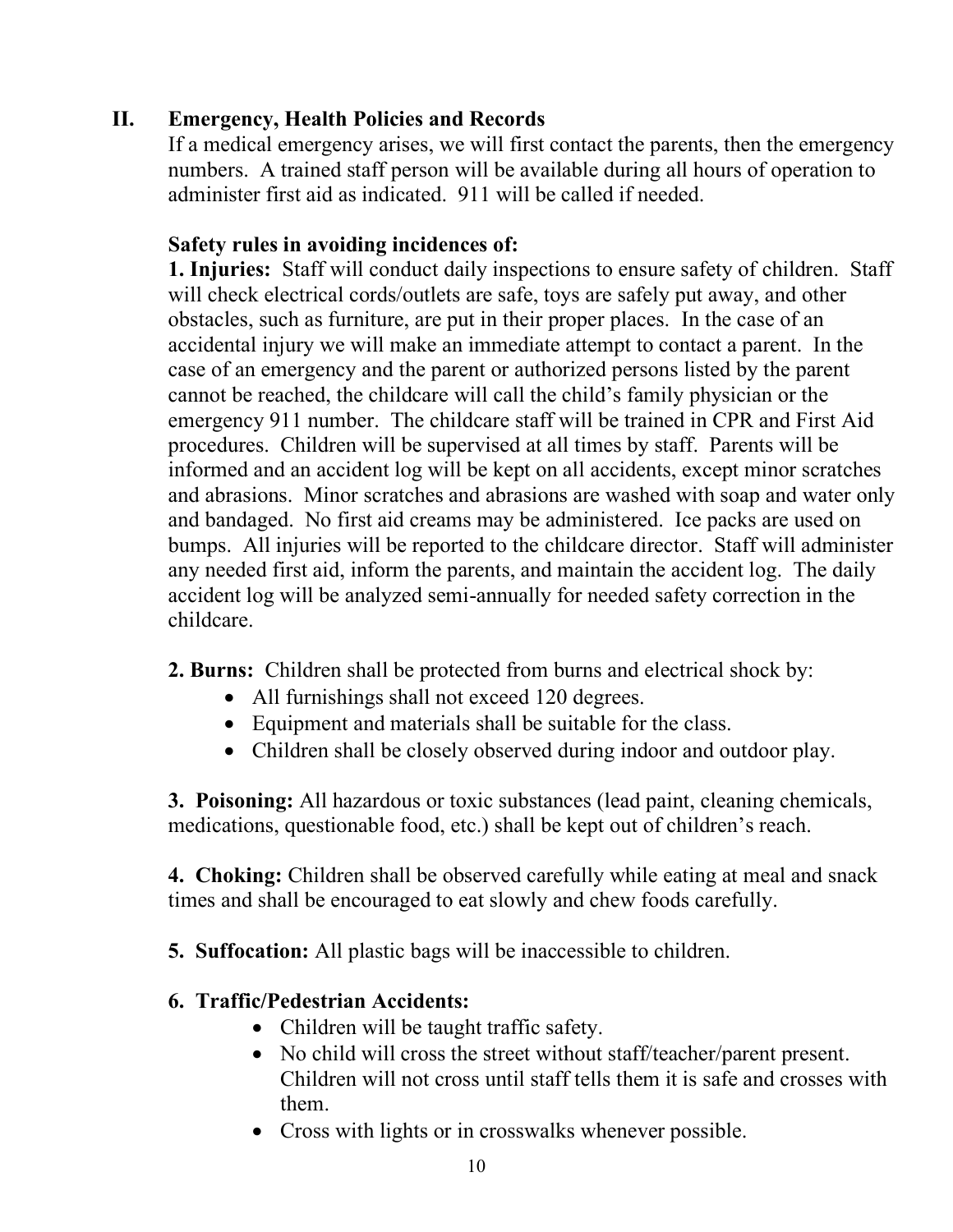## II. Emergency, Health Policies and Records

If a medical emergency arises, we will first contact the parents, then the emergency numbers. A trained staff person will be available during all hours of operation to administer first aid as indicated. 911 will be called if needed.

**Safety rules in avoiding incidences of:**

**1. Injuries:** Staff will conduct daily inspections to ensure safety of children. Staff will check electrical cords/outlets are safe, toys are safely put away, and other obstacles, such as furniture, are put in their proper places. In the case of an accidental injury we will make an immediate attempt to contact a parent. In the case of an emergency and the parent or authorized persons listed by the parent cannot be reached, the childcare will call the child's family physician or the emergency 911 number. The childcare staff will be trained in CPR and First Aid procedures. Children will be supervised at all times by staff. Parents will be informed and an accident log will be kept on all accidents, except minor scratches and abrasions. Minor scratches and abrasions are washed with soap and water only and bandaged. No first aid creams may be administered. Ice packs are used on bumps. All injuries will be reported to the childcare director. Staff will administer any needed first aid, inform the parents, and maintain the accident log. The daily accident log will be analyzed semi-annually for needed safety correction in the childcare.

**2. Burns:** Children shall be protected from burns and electrical shock by:

- All furnishings shall not exceed 120 degrees.
- Equipment and materials shall be suitable for the class.
- Children shall be closely observed during indoor and outdoor play.

**3. Poisoning:** All hazardous or toxic substances (lead paint, cleaning chemicals, medications, questionable food, etc.) shall be kept out of children's reach.

**4. Choking:** Children shall be observed carefully while eating at meal and snack times and shall be encouraged to eat slowly and chew foods carefully.

**5. Suffocation:** All plastic bags will be inaccessible to children.

**6. Traffic/Pedestrian Accidents:**

- Children will be taught traffic safety.
- No child will cross the street without staff/teacher/parent present. Children will not cross until staff tells them it is safe and crosses with them.
- Cross with lights or in crosswalks whenever possible.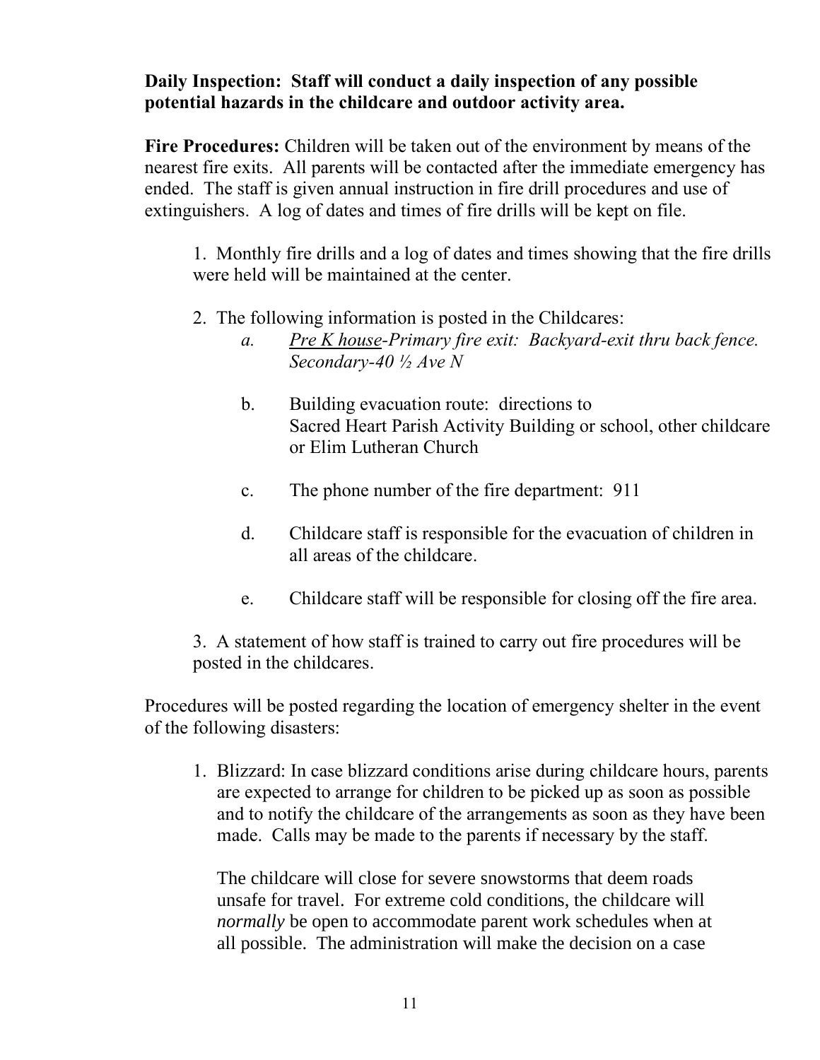**Daily Inspection: Staff will conduct a daily inspection of any possible potential hazards in the childcare and outdoor activity area.**

**Fire Procedures:** Children will be taken out of the environment by means of the nearest fire exits. All parents will be contacted after the immediate emergency has ended. The staff is given annual instruction in fire drill procedures and use of extinguishers. A log of dates and times of fire drills will be kept on file.

1. Monthly fire drills and a log of dates and times showing that the fire drills were held will be maintained at the center.

2. The following information is posted in the Childcares:
   - a. *Pre K house-Primary fire exit: Backyard-exit thru back fence. Secondary-40 ½ Ave N*
   - b. Building evacuation route: directions to Sacred Heart Parish Activity Building or school, other childcare or Elim Lutheran Church
   - c. The phone number of the fire department: 911
   - d. Childcare staff is responsible for the evacuation of children in all areas of the childcare.
   - e. Childcare staff will be responsible for closing off the fire area.

3. A statement of how staff is trained to carry out fire procedures will be posted in the childcares.

Procedures will be posted regarding the location of emergency shelter in the event of the following disasters:

1. Blizzard: In case blizzard conditions arise during childcare hours, parents are expected to arrange for children to be picked up as soon as possible and to notify the childcare of the arrangements as soon as they have been made. Calls may be made to the parents if necessary by the staff.

   The childcare will close for severe snowstorms that deem roads unsafe for travel. For extreme cold conditions, the childcare will *normally* be open to accommodate parent work schedules when at all possible. The administration will make the decision on a case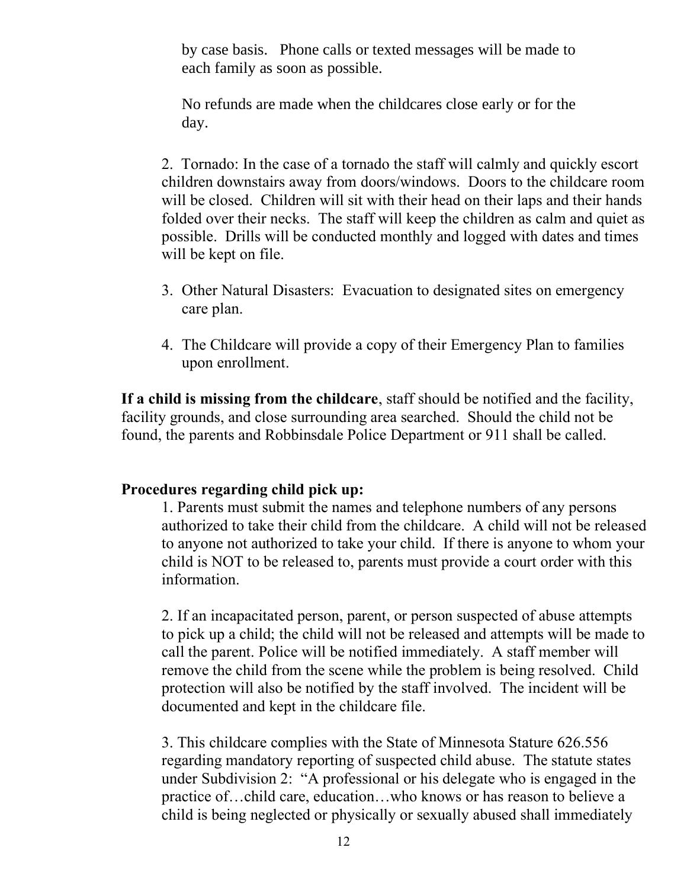by case basis. Phone calls or texted messages will be made to each family as soon as possible.

No refunds are made when the childcares close early or for the day.

2. Tornado: In the case of a tornado the staff will calmly and quickly escort children downstairs away from doors/windows. Doors to the childcare room will be closed. Children will sit with their head on their laps and their hands folded over their necks. The staff will keep the children as calm and quiet as possible. Drills will be conducted monthly and logged with dates and times will be kept on file.

3. Other Natural Disasters: Evacuation to designated sites on emergency care plan.

4. The Childcare will provide a copy of their Emergency Plan to families upon enrollment.

**If a child is missing from the childcare**, staff should be notified and the facility, facility grounds, and close surrounding area searched. Should the child not be found, the parents and Robbinsdale Police Department or 911 shall be called.

**Procedures regarding child pick up:**

1. Parents must submit the names and telephone numbers of any persons authorized to take their child from the childcare. A child will not be released to anyone not authorized to take your child. If there is anyone to whom your child is NOT to be released to, parents must provide a court order with this information.

2. If an incapacitated person, parent, or person suspected of abuse attempts to pick up a child; the child will not be released and attempts will be made to call the parent. Police will be notified immediately. A staff member will remove the child from the scene while the problem is being resolved. Child protection will also be notified by the staff involved. The incident will be documented and kept in the childcare file.

3. This childcare complies with the State of Minnesota Stature 626.556 regarding mandatory reporting of suspected child abuse. The statute states under Subdivision 2: "A professional or his delegate who is engaged in the practice of…child care, education…who knows or has reason to believe a child is being neglected or physically or sexually abused shall immediately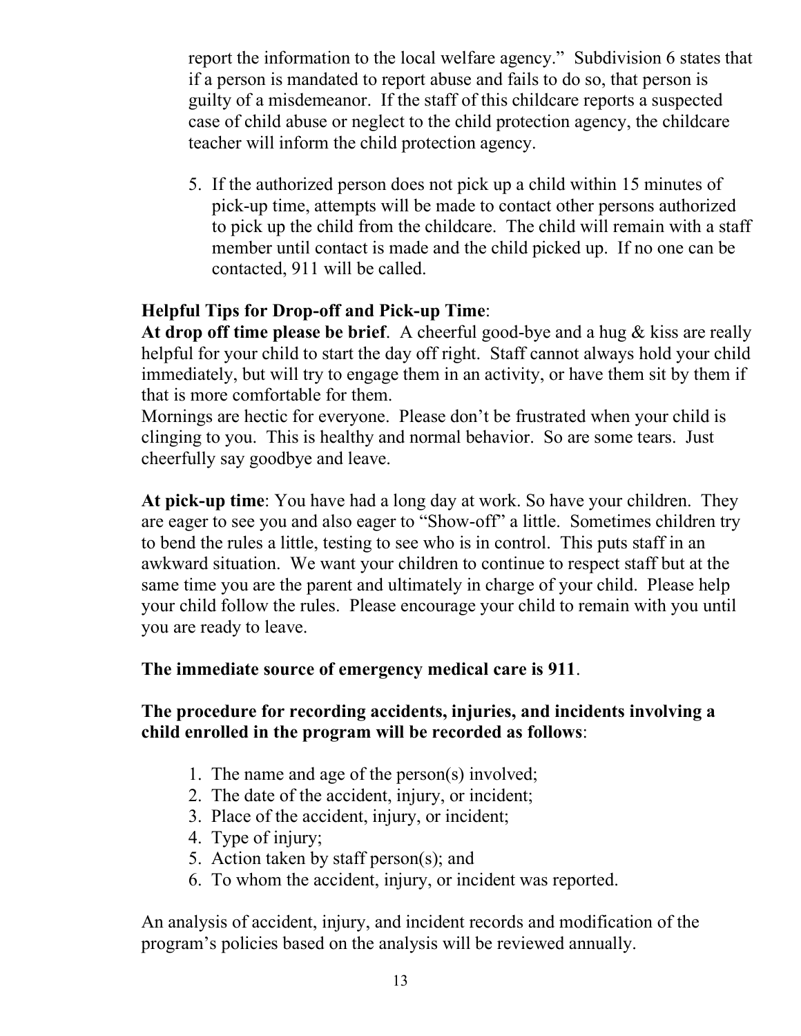report the information to the local welfare agency." Subdivision 6 states that if a person is mandated to report abuse and fails to do so, that person is guilty of a misdemeanor. If the staff of this childcare reports a suspected case of child abuse or neglect to the child protection agency, the childcare teacher will inform the child protection agency.

5. If the authorized person does not pick up a child within 15 minutes of pick-up time, attempts will be made to contact other persons authorized to pick up the child from the childcare. The child will remain with a staff member until contact is made and the child picked up. If no one can be contacted, 911 will be called.

**Helpful Tips for Drop-off and Pick-up Time**:
**At drop off time please be brief**. A cheerful good-bye and a hug & kiss are really helpful for your child to start the day off right. Staff cannot always hold your child immediately, but will try to engage them in an activity, or have them sit by them if that is more comfortable for them.
Mornings are hectic for everyone. Please don't be frustrated when your child is clinging to you. This is healthy and normal behavior. So are some tears. Just cheerfully say goodbye and leave.

**At pick-up time**: You have had a long day at work. So have your children. They are eager to see you and also eager to "Show-off" a little. Sometimes children try to bend the rules a little, testing to see who is in control. This puts staff in an awkward situation. We want your children to continue to respect staff but at the same time you are the parent and ultimately in charge of your child. Please help your child follow the rules. Please encourage your child to remain with you until you are ready to leave.

**The immediate source of emergency medical care is 911**.

**The procedure for recording accidents, injuries, and incidents involving a child enrolled in the program will be recorded as follows**:

1. The name and age of the person(s) involved;
2. The date of the accident, injury, or incident;
3. Place of the accident, injury, or incident;
4. Type of injury;
5. Action taken by staff person(s); and
6. To whom the accident, injury, or incident was reported.

An analysis of accident, injury, and incident records and modification of the program's policies based on the analysis will be reviewed annually.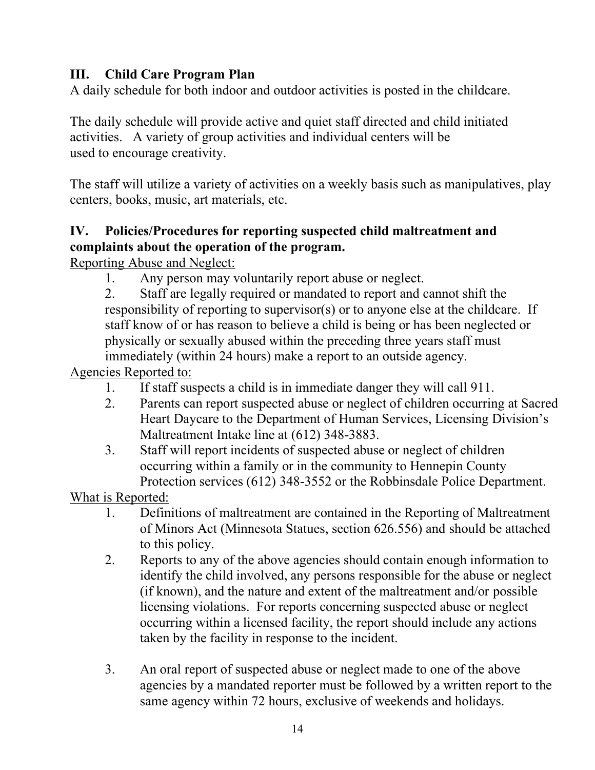## III. Child Care Program Plan

A daily schedule for both indoor and outdoor activities is posted in the childcare.

The daily schedule will provide active and quiet staff directed and child initiated activities. A variety of group activities and individual centers will be used to encourage creativity.

The staff will utilize a variety of activities on a weekly basis such as manipulatives, play centers, books, music, art materials, etc.

## IV. Policies/Procedures for reporting suspected child maltreatment and complaints about the operation of the program.

<u>Reporting Abuse and Neglect:</u>

1. Any person may voluntarily report abuse or neglect.
2. Staff are legally required or mandated to report and cannot shift the responsibility of reporting to supervisor(s) or to anyone else at the childcare. If staff know of or has reason to believe a child is being or has been neglected or physically or sexually abused within the preceding three years staff must immediately (within 24 hours) make a report to an outside agency.

<u>Agencies Reported to:</u>

1. If staff suspects a child is in immediate danger they will call 911.
2. Parents can report suspected abuse or neglect of children occurring at Sacred Heart Daycare to the Department of Human Services, Licensing Division's Maltreatment Intake line at (612) 348-3883.
3. Staff will report incidents of suspected abuse or neglect of children occurring within a family or in the community to Hennepin County Protection services (612) 348-3552 or the Robbinsdale Police Department.

<u>What is Reported:</u>

1. Definitions of maltreatment are contained in the Reporting of Maltreatment of Minors Act (Minnesota Statues, section 626.556) and should be attached to this policy.
2. Reports to any of the above agencies should contain enough information to identify the child involved, any persons responsible for the abuse or neglect (if known), and the nature and extent of the maltreatment and/or possible licensing violations. For reports concerning suspected abuse or neglect occurring within a licensed facility, the report should include any actions taken by the facility in response to the incident.
3. An oral report of suspected abuse or neglect made to one of the above agencies by a mandated reporter must be followed by a written report to the same agency within 72 hours, exclusive of weekends and holidays.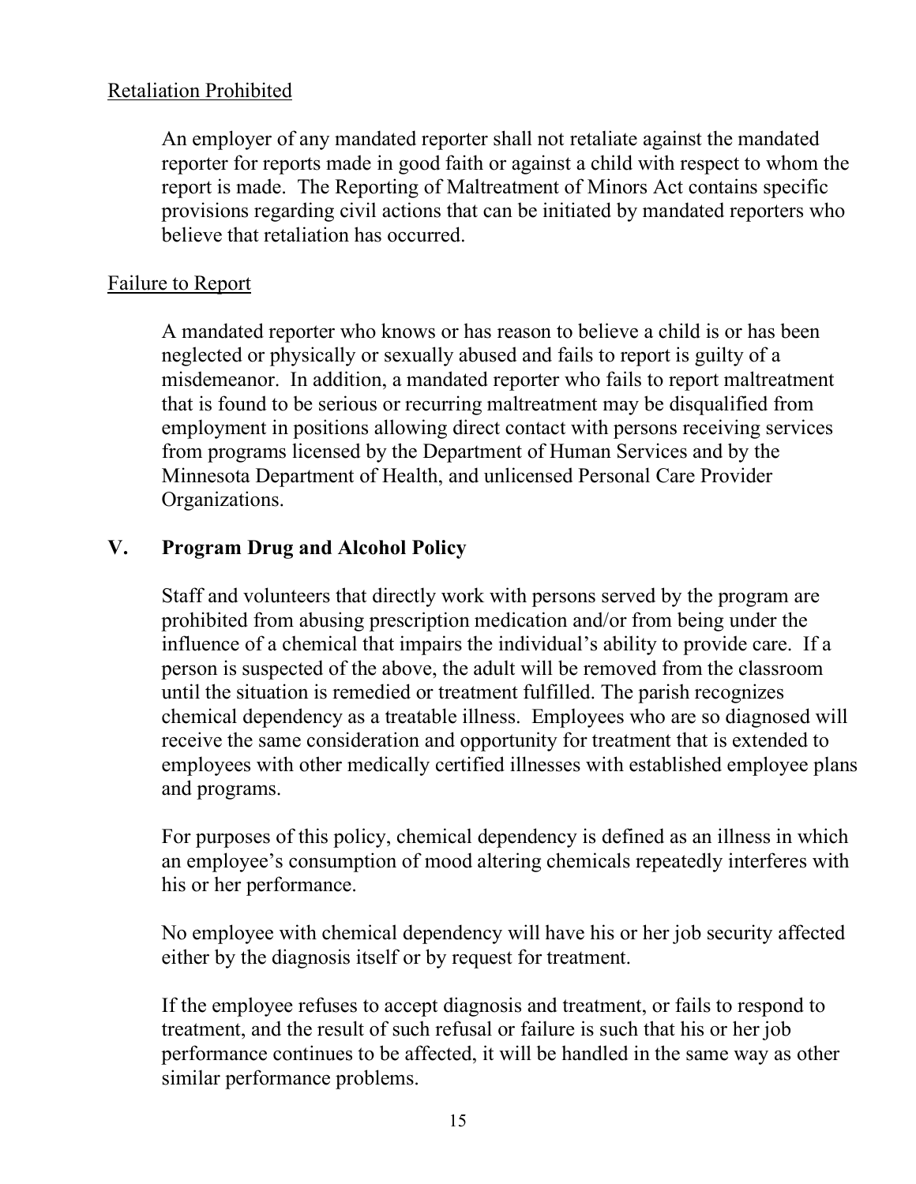<u>Retaliation Prohibited</u>

An employer of any mandated reporter shall not retaliate against the mandated reporter for reports made in good faith or against a child with respect to whom the report is made. The Reporting of Maltreatment of Minors Act contains specific provisions regarding civil actions that can be initiated by mandated reporters who believe that retaliation has occurred.

<u>Failure to Report</u>

A mandated reporter who knows or has reason to believe a child is or has been neglected or physically or sexually abused and fails to report is guilty of a misdemeanor. In addition, a mandated reporter who fails to report maltreatment that is found to be serious or recurring maltreatment may be disqualified from employment in positions allowing direct contact with persons receiving services from programs licensed by the Department of Human Services and by the Minnesota Department of Health, and unlicensed Personal Care Provider Organizations.

## V. Program Drug and Alcohol Policy

Staff and volunteers that directly work with persons served by the program are prohibited from abusing prescription medication and/or from being under the influence of a chemical that impairs the individual's ability to provide care. If a person is suspected of the above, the adult will be removed from the classroom until the situation is remedied or treatment fulfilled. The parish recognizes chemical dependency as a treatable illness. Employees who are so diagnosed will receive the same consideration and opportunity for treatment that is extended to employees with other medically certified illnesses with established employee plans and programs.

For purposes of this policy, chemical dependency is defined as an illness in which an employee's consumption of mood altering chemicals repeatedly interferes with his or her performance.

No employee with chemical dependency will have his or her job security affected either by the diagnosis itself or by request for treatment.

If the employee refuses to accept diagnosis and treatment, or fails to respond to treatment, and the result of such refusal or failure is such that his or her job performance continues to be affected, it will be handled in the same way as other similar performance problems.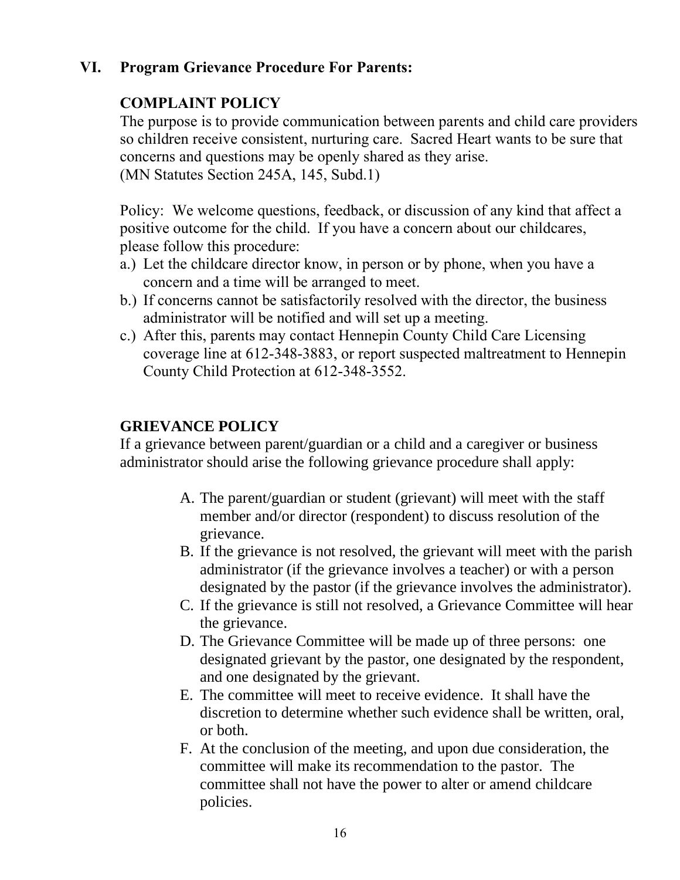## VI. Program Grievance Procedure For Parents:

### COMPLAINT POLICY

The purpose is to provide communication between parents and child care providers so children receive consistent, nurturing care. Sacred Heart wants to be sure that concerns and questions may be openly shared as they arise.
(MN Statutes Section 245A, 145, Subd.1)

Policy: We welcome questions, feedback, or discussion of any kind that affect a positive outcome for the child. If you have a concern about our childcares, please follow this procedure:

a.) Let the childcare director know, in person or by phone, when you have a concern and a time will be arranged to meet.
b.) If concerns cannot be satisfactorily resolved with the director, the business administrator will be notified and will set up a meeting.
c.) After this, parents may contact Hennepin County Child Care Licensing coverage line at 612-348-3883, or report suspected maltreatment to Hennepin County Child Protection at 612-348-3552.

### GRIEVANCE POLICY

If a grievance between parent/guardian or a child and a caregiver or business administrator should arise the following grievance procedure shall apply:

A. The parent/guardian or student (grievant) will meet with the staff member and/or director (respondent) to discuss resolution of the grievance.
B. If the grievance is not resolved, the grievant will meet with the parish administrator (if the grievance involves a teacher) or with a person designated by the pastor (if the grievance involves the administrator).
C. If the grievance is still not resolved, a Grievance Committee will hear the grievance.
D. The Grievance Committee will be made up of three persons: one designated grievant by the pastor, one designated by the respondent, and one designated by the grievant.
E. The committee will meet to receive evidence. It shall have the discretion to determine whether such evidence shall be written, oral, or both.
F. At the conclusion of the meeting, and upon due consideration, the committee will make its recommendation to the pastor. The committee shall not have the power to alter or amend childcare policies.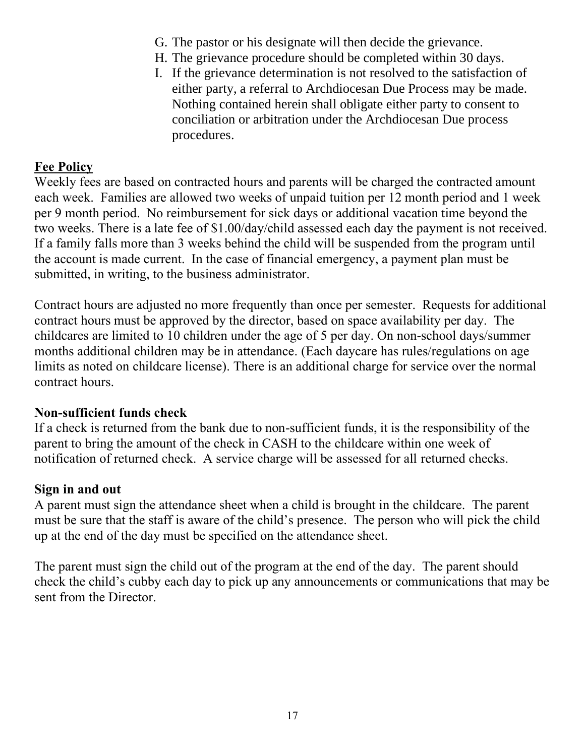G. The pastor or his designate will then decide the grievance.
H. The grievance procedure should be completed within 30 days.
I. If the grievance determination is not resolved to the satisfaction of either party, a referral to Archdiocesan Due Process may be made. Nothing contained herein shall obligate either party to consent to conciliation or arbitration under the Archdiocesan Due process procedures.

## Fee Policy

Weekly fees are based on contracted hours and parents will be charged the contracted amount each week. Families are allowed two weeks of unpaid tuition per 12 month period and 1 week per 9 month period. No reimbursement for sick days or additional vacation time beyond the two weeks. There is a late fee of $1.00/day/child assessed each day the payment is not received. If a family falls more than 3 weeks behind the child will be suspended from the program until the account is made current. In the case of financial emergency, a payment plan must be submitted, in writing, to the business administrator.

Contract hours are adjusted no more frequently than once per semester. Requests for additional contract hours must be approved by the director, based on space availability per day. The childcares are limited to 10 children under the age of 5 per day. On non-school days/summer months additional children may be in attendance. (Each daycare has rules/regulations on age limits as noted on childcare license). There is an additional charge for service over the normal contract hours.

## Non-sufficient funds check

If a check is returned from the bank due to non-sufficient funds, it is the responsibility of the parent to bring the amount of the check in CASH to the childcare within one week of notification of returned check. A service charge will be assessed for all returned checks.

## Sign in and out

A parent must sign the attendance sheet when a child is brought in the childcare. The parent must be sure that the staff is aware of the child's presence. The person who will pick the child up at the end of the day must be specified on the attendance sheet.

The parent must sign the child out of the program at the end of the day. The parent should check the child's cubby each day to pick up any announcements or communications that may be sent from the Director.